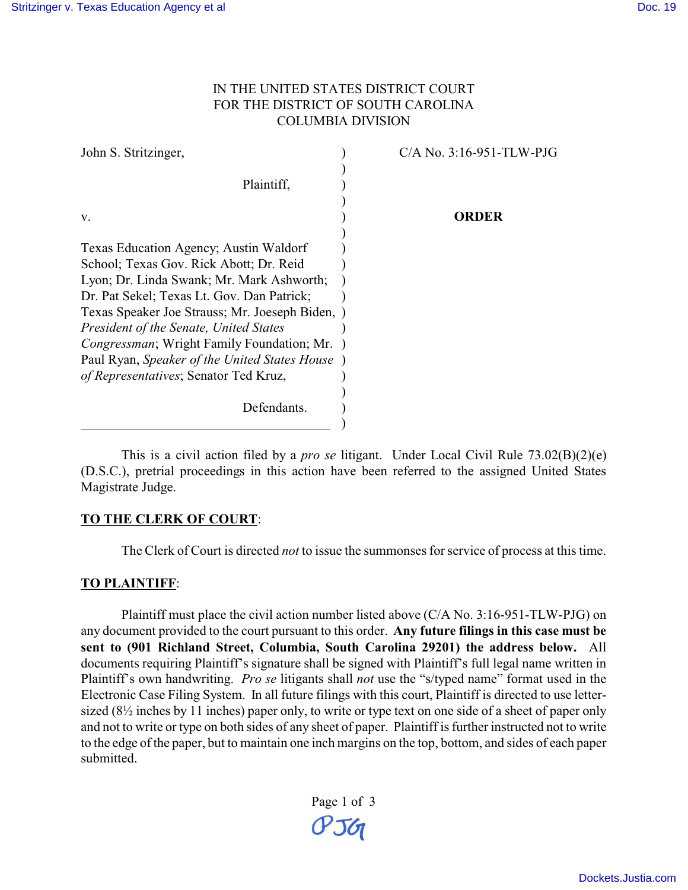IN THE UNITED STATES DISTRICT COURT
FOR THE DISTRICT OF SOUTH CAROLINA
COLUMBIA DIVISION

| | | |
|---|---|---|
| John S. Stritzinger, Plaintiff, | ) | C/A No. 3:16-951-TLW-PJG |
| v. | ) | **ORDER** |
| Texas Education Agency; Austin Waldorf School; Texas Gov. Rick Abott; Dr. Reid Lyon; Dr. Linda Swank; Mr. Mark Ashworth; Dr. Pat Sekel; Texas Lt. Gov. Dan Patrick; Texas Speaker Joe Strauss; Mr. Joeseph Biden, *President of the Senate, United States Congressman*; Wright Family Foundation; Mr. Paul Ryan, *Speaker of the United States House of Representatives*; Senator Ted Kruz, Defendants. | ) | |

This is a civil action filed by a *pro se* litigant. Under Local Civil Rule 73.02(B)(2)(e) (D.S.C.), pretrial proceedings in this action have been referred to the assigned United States Magistrate Judge.

**TO THE CLERK OF COURT**:

The Clerk of Court is directed *not* to issue the summonses for service of process at this time.

**TO PLAINTIFF**:

Plaintiff must place the civil action number listed above (C/A No. 3:16-951-TLW-PJG) on any document provided to the court pursuant to this order. **Any future filings in this case must be sent to (901 Richland Street, Columbia, South Carolina 29201) the address below.** All documents requiring Plaintiff's signature shall be signed with Plaintiff's full legal name written in Plaintiff's own handwriting. *Pro se* litigants shall *not* use the "s/typed name" format used in the Electronic Case Filing System. In all future filings with this court, Plaintiff is directed to use letter-sized (8½ inches by 11 inches) paper only, to write or type text on one side of a sheet of paper only and not to write or type on both sides of any sheet of paper. Plaintiff is further instructed not to write to the edge of the paper, but to maintain one inch margins on the top, bottom, and sides of each paper submitted.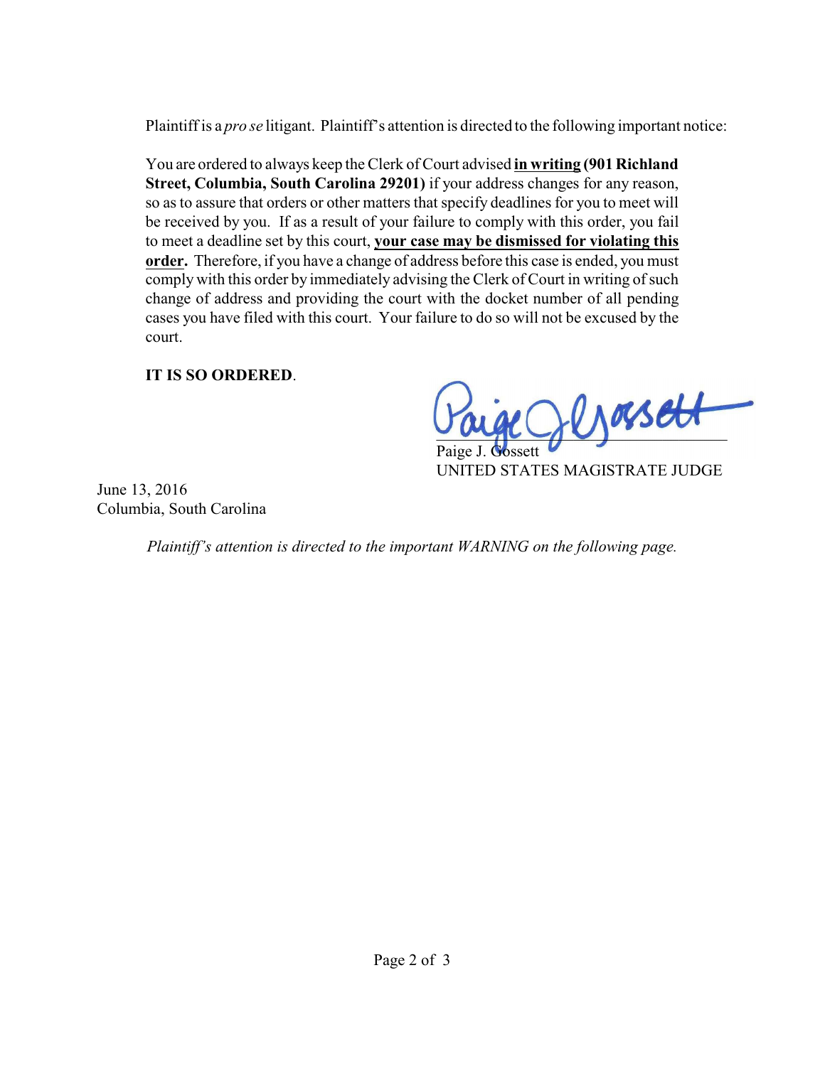Plaintiff is a *pro se* litigant. Plaintiff's attention is directed to the following important notice:

> You are ordered to always keep the Clerk of Court advised **in writing** **(901 Richland Street, Columbia, South Carolina 29201)** if your address changes for any reason, so as to assure that orders or other matters that specify deadlines for you to meet will be received by you. If as a result of your failure to comply with this order, you fail to meet a deadline set by this court, **your case may be dismissed for violating this order.** Therefore, if you have a change of address before this case is ended, you must comply with this order by immediately advising the Clerk of Court in writing of such change of address and providing the court with the docket number of all pending cases you have filed with this court. Your failure to do so will not be excused by the court.

**IT IS SO ORDERED**.

Paige J. Gossett
UNITED STATES MAGISTRATE JUDGE

June 13, 2016
Columbia, South Carolina

*Plaintiff's attention is directed to the important WARNING on the following page.*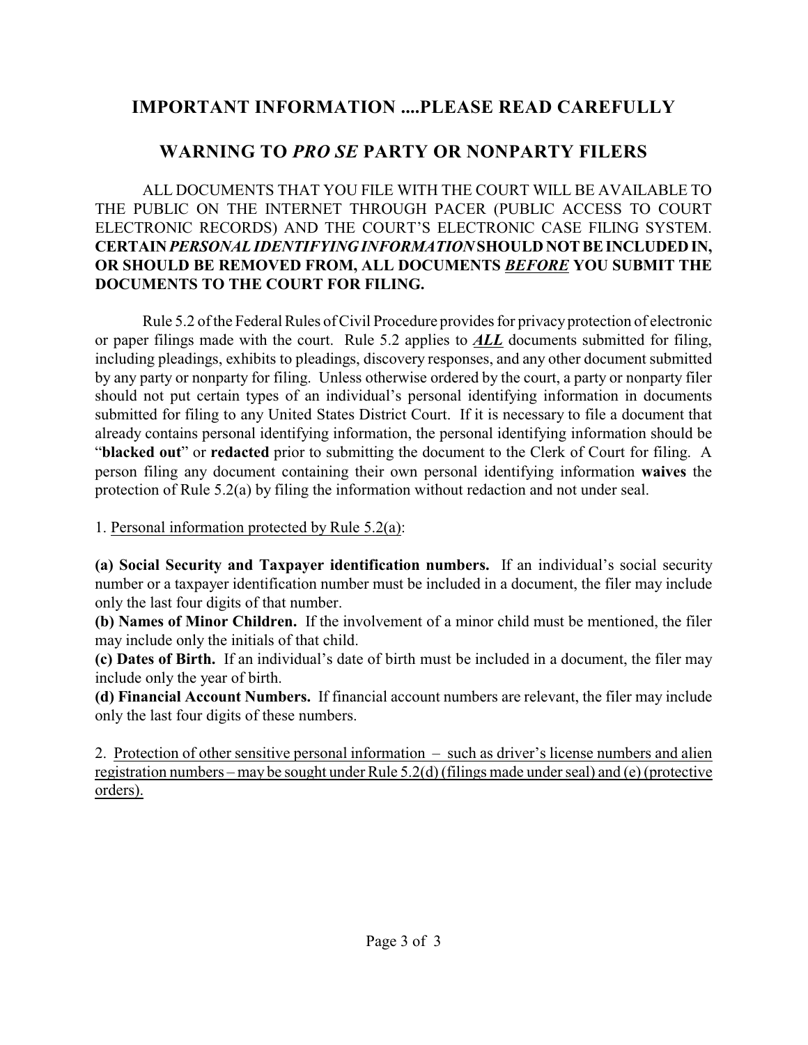## IMPORTANT INFORMATION ....PLEASE READ CAREFULLY

## WARNING TO *PRO SE* PARTY OR NONPARTY FILERS

ALL DOCUMENTS THAT YOU FILE WITH THE COURT WILL BE AVAILABLE TO THE PUBLIC ON THE INTERNET THROUGH PACER (PUBLIC ACCESS TO COURT ELECTRONIC RECORDS) AND THE COURT'S ELECTRONIC CASE FILING SYSTEM. **CERTAIN *PERSONAL IDENTIFYING INFORMATION* SHOULD NOT BE INCLUDED IN, OR SHOULD BE REMOVED FROM, ALL DOCUMENTS *BEFORE* YOU SUBMIT THE DOCUMENTS TO THE COURT FOR FILING.**

Rule 5.2 of the Federal Rules of Civil Procedure provides for privacy protection of electronic or paper filings made with the court. Rule 5.2 applies to ***ALL*** documents submitted for filing, including pleadings, exhibits to pleadings, discovery responses, and any other document submitted by any party or nonparty for filing. Unless otherwise ordered by the court, a party or nonparty filer should not put certain types of an individual's personal identifying information in documents submitted for filing to any United States District Court. If it is necessary to file a document that already contains personal identifying information, the personal identifying information should be "**blacked out**" or **redacted** prior to submitting the document to the Clerk of Court for filing. A person filing any document containing their own personal identifying information **waives** the protection of Rule 5.2(a) by filing the information without redaction and not under seal.

1. Personal information protected by Rule 5.2(a):

**(a) Social Security and Taxpayer identification numbers.** If an individual's social security number or a taxpayer identification number must be included in a document, the filer may include only the last four digits of that number.
**(b) Names of Minor Children.** If the involvement of a minor child must be mentioned, the filer may include only the initials of that child.
**(c) Dates of Birth.** If an individual's date of birth must be included in a document, the filer may include only the year of birth.
**(d) Financial Account Numbers.** If financial account numbers are relevant, the filer may include only the last four digits of these numbers.

2. Protection of other sensitive personal information – such as driver's license numbers and alien registration numbers – may be sought under Rule 5.2(d) (filings made under seal) and (e) (protective orders).